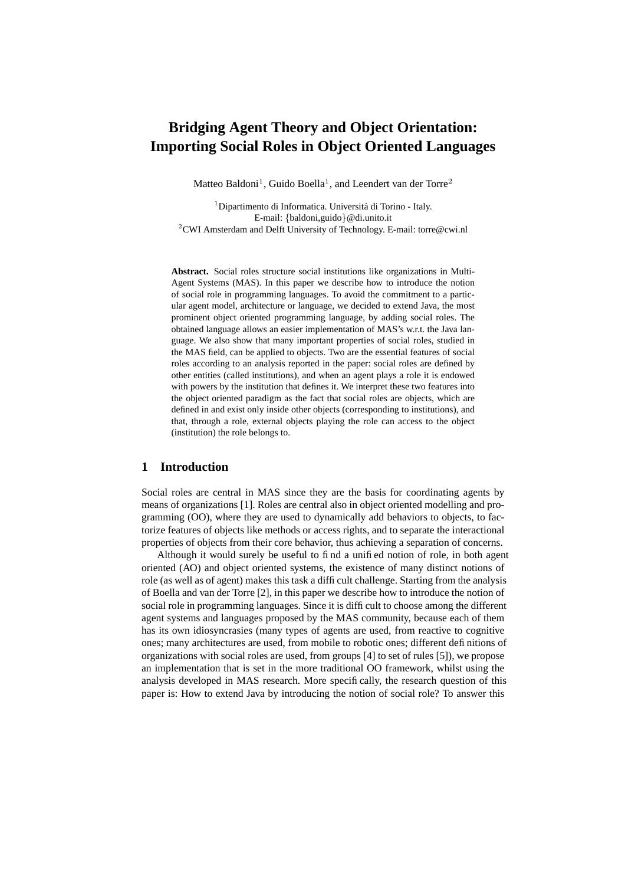# Bridging Agent Theory and Object Orientation: Importing Social Roles in Object Oriented Languages

Matteo Baldoni[1], Guido Boella[1], and Leendert van der Torre[2]

[1]Dipartimento di Informatica. Università di Torino - Italy.
E-mail: {baldoni,guido}@di.unito.it
[2]CWI Amsterdam and Delft University of Technology. E-mail: torre@cwi.nl

**Abstract.** Social roles structure social institutions like organizations in Multi-Agent Systems (MAS). In this paper we describe how to introduce the notion of social role in programming languages. To avoid the commitment to a particular agent model, architecture or language, we decided to extend Java, the most prominent object oriented programming language, by adding social roles. The obtained language allows an easier implementation of MAS's w.r.t. the Java language. We also show that many important properties of social roles, studied in the MAS field, can be applied to objects. Two are the essential features of social roles according to an analysis reported in the paper: social roles are defined by other entities (called institutions), and when an agent plays a role it is endowed with powers by the institution that defines it. We interpret these two features into the object oriented paradigm as the fact that social roles are objects, which are defined in and exist only inside other objects (corresponding to institutions), and that, through a role, external objects playing the role can access to the object (institution) the role belongs to.

## 1 Introduction

Social roles are central in MAS since they are the basis for coordinating agents by means of organizations [1]. Roles are central also in object oriented modelling and programming (OO), where they are used to dynamically add behaviors to objects, to factorize features of objects like methods or access rights, and to separate the interactional properties of objects from their core behavior, thus achieving a separation of concerns.

Although it would surely be useful to find a unified notion of role, in both agent oriented (AO) and object oriented systems, the existence of many distinct notions of role (as well as of agent) makes this task a difficult challenge. Starting from the analysis of Boella and van der Torre [2], in this paper we describe how to introduce the notion of social role in programming languages. Since it is difficult to choose among the different agent systems and languages proposed by the MAS community, because each of them has its own idiosyncrasies (many types of agents are used, from reactive to cognitive ones; many architectures are used, from mobile to robotic ones; different definitions of organizations with social roles are used, from groups [4] to set of rules [5]), we propose an implementation that is set in the more traditional OO framework, whilst using the analysis developed in MAS research. More specifically, the research question of this paper is: How to extend Java by introducing the notion of social role? To answer this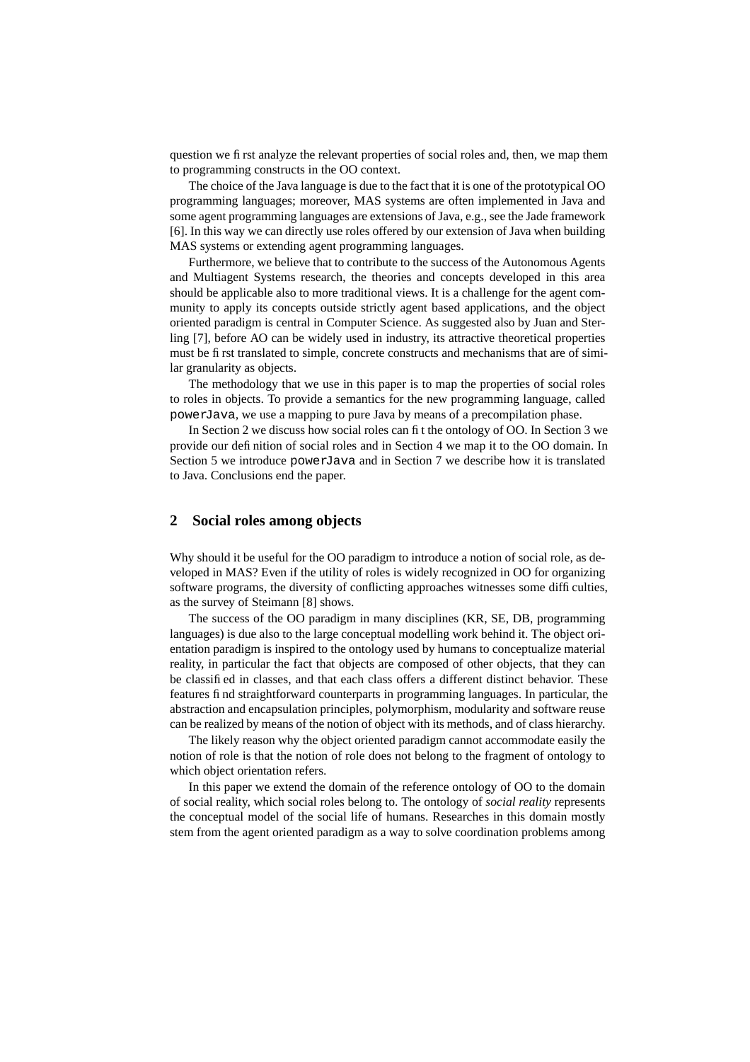question we first analyze the relevant properties of social roles and, then, we map them to programming constructs in the OO context.

The choice of the Java language is due to the fact that it is one of the prototypical OO programming languages; moreover, MAS systems are often implemented in Java and some agent programming languages are extensions of Java, e.g., see the Jade framework [6]. In this way we can directly use roles offered by our extension of Java when building MAS systems or extending agent programming languages.

Furthermore, we believe that to contribute to the success of the Autonomous Agents and Multiagent Systems research, the theories and concepts developed in this area should be applicable also to more traditional views. It is a challenge for the agent community to apply its concepts outside strictly agent based applications, and the object oriented paradigm is central in Computer Science. As suggested also by Juan and Sterling [7], before AO can be widely used in industry, its attractive theoretical properties must be first translated to simple, concrete constructs and mechanisms that are of similar granularity as objects.

The methodology that we use in this paper is to map the properties of social roles to roles in objects. To provide a semantics for the new programming language, called `powerJava`, we use a mapping to pure Java by means of a precompilation phase.

In Section 2 we discuss how social roles can fit the ontology of OO. In Section 3 we provide our definition of social roles and in Section 4 we map it to the OO domain. In Section 5 we introduce `powerJava` and in Section 7 we describe how it is translated to Java. Conclusions end the paper.

## 2 Social roles among objects

Why should it be useful for the OO paradigm to introduce a notion of social role, as developed in MAS? Even if the utility of roles is widely recognized in OO for organizing software programs, the diversity of conflicting approaches witnesses some difficulties, as the survey of Steimann [8] shows.

The success of the OO paradigm in many disciplines (KR, SE, DB, programming languages) is due also to the large conceptual modelling work behind it. The object orientation paradigm is inspired to the ontology used by humans to conceptualize material reality, in particular the fact that objects are composed of other objects, that they can be classified in classes, and that each class offers a different distinct behavior. These features find straightforward counterparts in programming languages. In particular, the abstraction and encapsulation principles, polymorphism, modularity and software reuse can be realized by means of the notion of object with its methods, and of class hierarchy.

The likely reason why the object oriented paradigm cannot accommodate easily the notion of role is that the notion of role does not belong to the fragment of ontology to which object orientation refers.

In this paper we extend the domain of the reference ontology of OO to the domain of social reality, which social roles belong to. The ontology of *social reality* represents the conceptual model of the social life of humans. Researches in this domain mostly stem from the agent oriented paradigm as a way to solve coordination problems among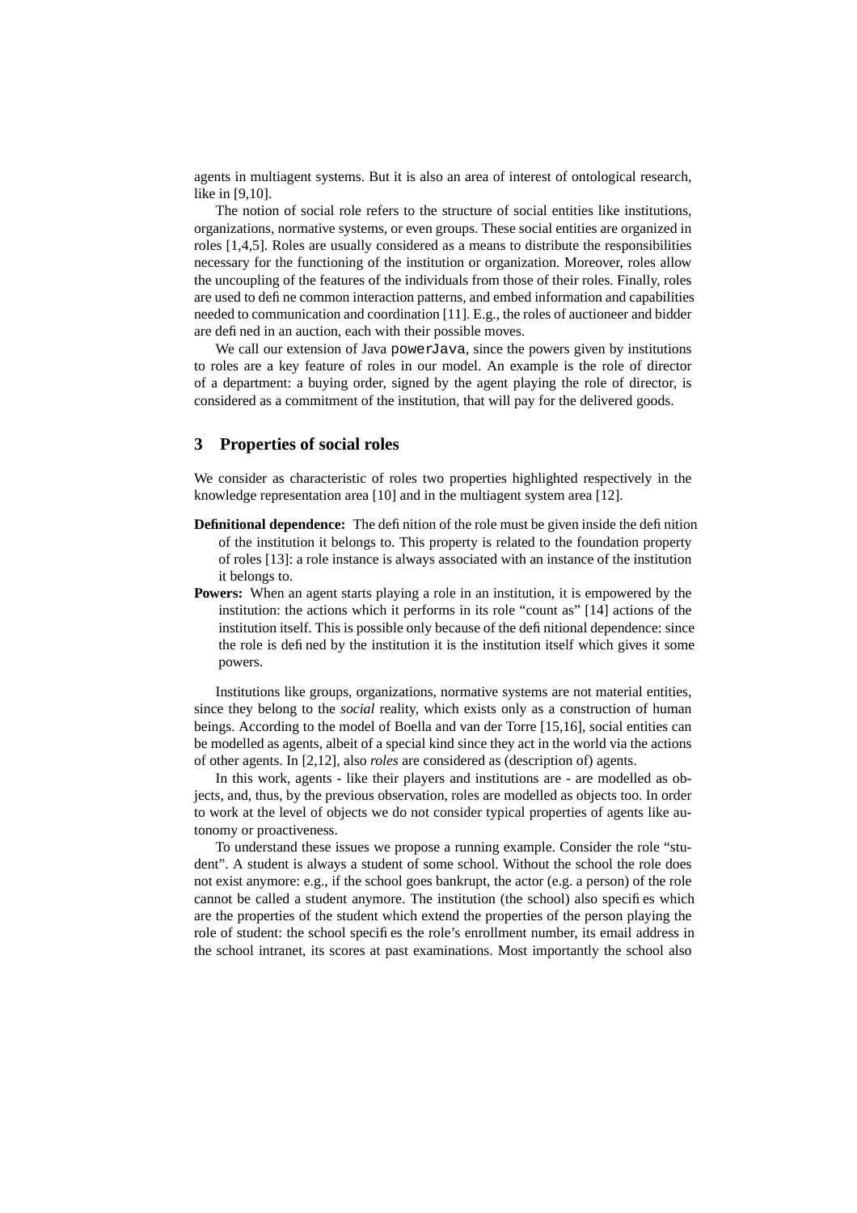agents in multiagent systems. But it is also an area of interest of ontological research, like in [9,10].

The notion of social role refers to the structure of social entities like institutions, organizations, normative systems, or even groups. These social entities are organized in roles [1,4,5]. Roles are usually considered as a means to distribute the responsibilities necessary for the functioning of the institution or organization. Moreover, roles allow the uncoupling of the features of the individuals from those of their roles. Finally, roles are used to define common interaction patterns, and embed information and capabilities needed to communication and coordination [11]. E.g., the roles of auctioneer and bidder are defined in an auction, each with their possible moves.

We call our extension of Java `powerJava`, since the powers given by institutions to roles are a key feature of roles in our model. An example is the role of director of a department: a buying order, signed by the agent playing the role of director, is considered as a commitment of the institution, that will pay for the delivered goods.

## 3 Properties of social roles

We consider as characteristic of roles two properties highlighted respectively in the knowledge representation area [10] and in the multiagent system area [12].

**Definitional dependence:** The definition of the role must be given inside the definition of the institution it belongs to. This property is related to the foundation property of roles [13]: a role instance is always associated with an instance of the institution it belongs to.

**Powers:** When an agent starts playing a role in an institution, it is empowered by the institution: the actions which it performs in its role "count as" [14] actions of the institution itself. This is possible only because of the definitional dependence: since the role is defined by the institution it is the institution itself which gives it some powers.

Institutions like groups, organizations, normative systems are not material entities, since they belong to the *social* reality, which exists only as a construction of human beings. According to the model of Boella and van der Torre [15,16], social entities can be modelled as agents, albeit of a special kind since they act in the world via the actions of other agents. In [2,12], also *roles* are considered as (description of) agents.

In this work, agents - like their players and institutions are - are modelled as objects, and, thus, by the previous observation, roles are modelled as objects too. In order to work at the level of objects we do not consider typical properties of agents like autonomy or proactiveness.

To understand these issues we propose a running example. Consider the role "student". A student is always a student of some school. Without the school the role does not exist anymore: e.g., if the school goes bankrupt, the actor (e.g. a person) of the role cannot be called a student anymore. The institution (the school) also specifies which are the properties of the student which extend the properties of the person playing the role of student: the school specifies the role's enrollment number, its email address in the school intranet, its scores at past examinations. Most importantly the school also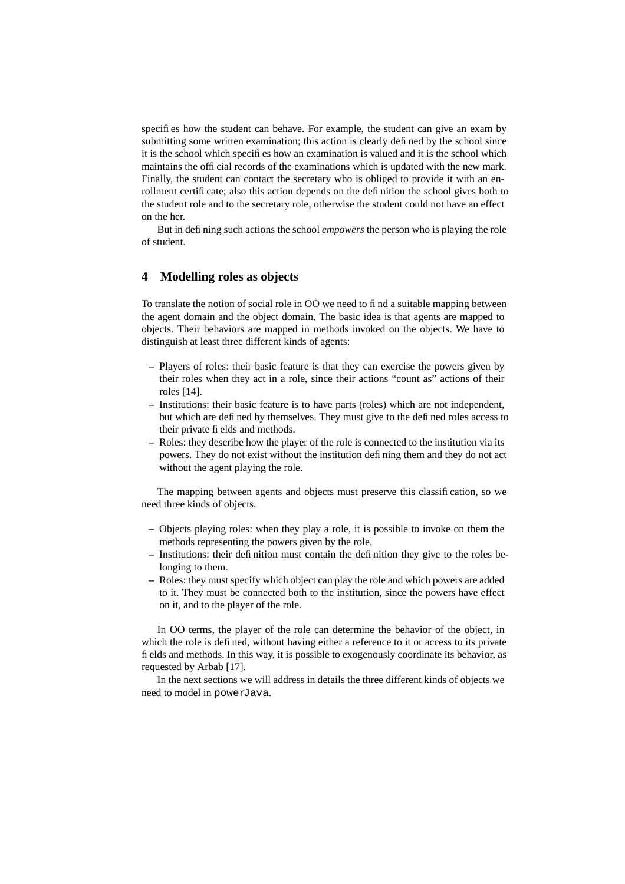specifies how the student can behave. For example, the student can give an exam by submitting some written examination; this action is clearly defined by the school since it is the school which specifies how an examination is valued and it is the school which maintains the official records of the examinations which is updated with the new mark. Finally, the student can contact the secretary who is obliged to provide it with an enrollment certificate; also this action depends on the definition the school gives both to the student role and to the secretary role, otherwise the student could not have an effect on the her.

But in defining such actions the school *empowers* the person who is playing the role of student.

## 4 Modelling roles as objects

To translate the notion of social role in OO we need to find a suitable mapping between the agent domain and the object domain. The basic idea is that agents are mapped to objects. Their behaviors are mapped in methods invoked on the objects. We have to distinguish at least three different kinds of agents:

- Players of roles: their basic feature is that they can exercise the powers given by their roles when they act in a role, since their actions "count as" actions of their roles [14].
- Institutions: their basic feature is to have parts (roles) which are not independent, but which are defined by themselves. They must give to the defined roles access to their private fields and methods.
- Roles: they describe how the player of the role is connected to the institution via its powers. They do not exist without the institution defining them and they do not act without the agent playing the role.

The mapping between agents and objects must preserve this classification, so we need three kinds of objects.

- Objects playing roles: when they play a role, it is possible to invoke on them the methods representing the powers given by the role.
- Institutions: their definition must contain the definition they give to the roles belonging to them.
- Roles: they must specify which object can play the role and which powers are added to it. They must be connected both to the institution, since the powers have effect on it, and to the player of the role.

In OO terms, the player of the role can determine the behavior of the object, in which the role is defined, without having either a reference to it or access to its private fields and methods. In this way, it is possible to exogenously coordinate its behavior, as requested by Arbab [17].

In the next sections we will address in details the three different kinds of objects we need to model in `powerJava`.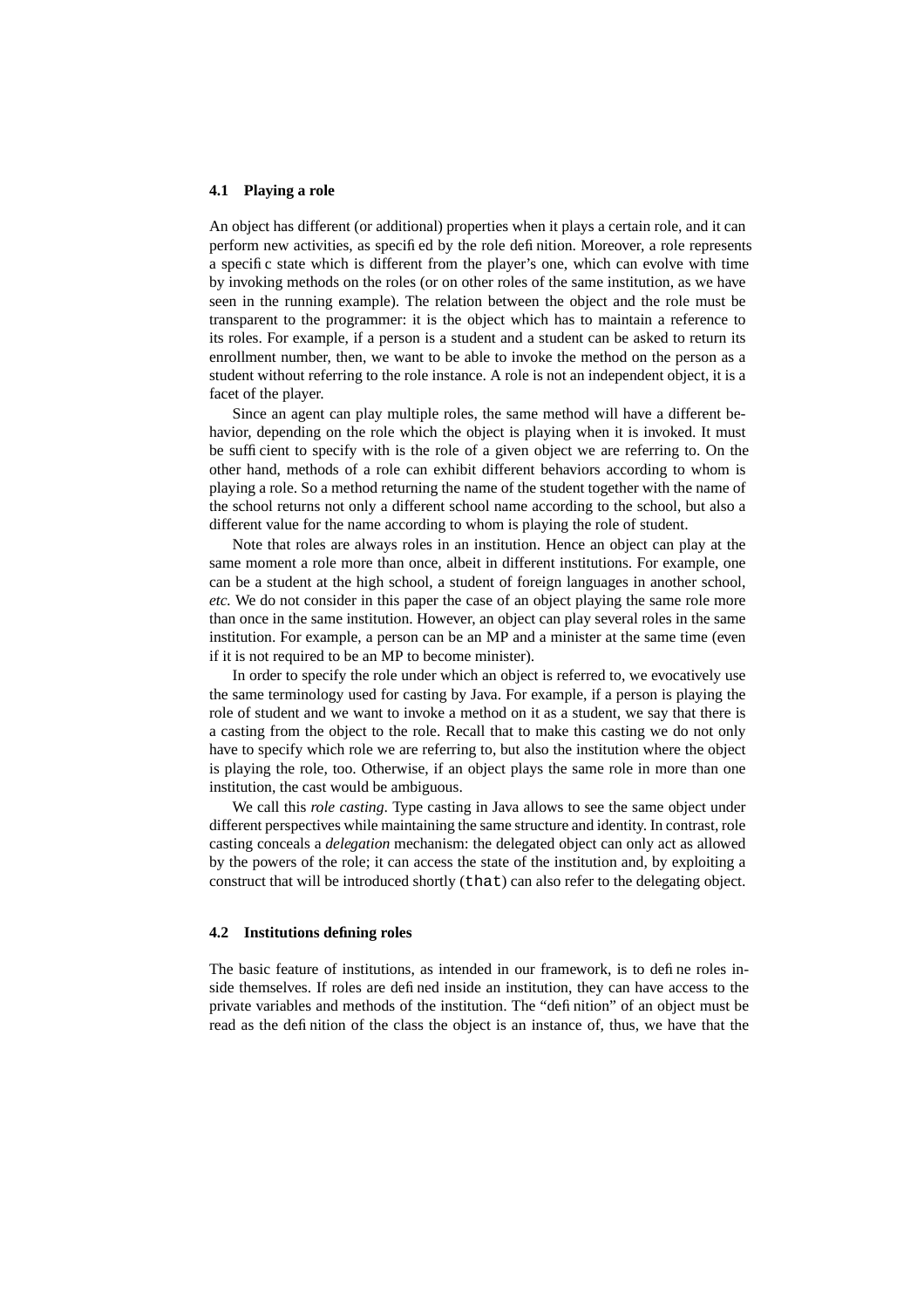### 4.1 Playing a role

An object has different (or additional) properties when it plays a certain role, and it can perform new activities, as specified by the role definition. Moreover, a role represents a specific state which is different from the player's one, which can evolve with time by invoking methods on the roles (or on other roles of the same institution, as we have seen in the running example). The relation between the object and the role must be transparent to the programmer: it is the object which has to maintain a reference to its roles. For example, if a person is a student and a student can be asked to return its enrollment number, then, we want to be able to invoke the method on the person as a student without referring to the role instance. A role is not an independent object, it is a facet of the player.

Since an agent can play multiple roles, the same method will have a different behavior, depending on the role which the object is playing when it is invoked. It must be sufficient to specify with is the role of a given object we are referring to. On the other hand, methods of a role can exhibit different behaviors according to whom is playing a role. So a method returning the name of the student together with the name of the school returns not only a different school name according to the school, but also a different value for the name according to whom is playing the role of student.

Note that roles are always roles in an institution. Hence an object can play at the same moment a role more than once, albeit in different institutions. For example, one can be a student at the high school, a student of foreign languages in another school, *etc.* We do not consider in this paper the case of an object playing the same role more than once in the same institution. However, an object can play several roles in the same institution. For example, a person can be an MP and a minister at the same time (even if it is not required to be an MP to become minister).

In order to specify the role under which an object is referred to, we evocatively use the same terminology used for casting by Java. For example, if a person is playing the role of student and we want to invoke a method on it as a student, we say that there is a casting from the object to the role. Recall that to make this casting we do not only have to specify which role we are referring to, but also the institution where the object is playing the role, too. Otherwise, if an object plays the same role in more than one institution, the cast would be ambiguous.

We call this *role casting*. Type casting in Java allows to see the same object under different perspectives while maintaining the same structure and identity. In contrast, role casting conceals a *delegation* mechanism: the delegated object can only act as allowed by the powers of the role; it can access the state of the institution and, by exploiting a construct that will be introduced shortly (`that`) can also refer to the delegating object.

### 4.2 Institutions defining roles

The basic feature of institutions, as intended in our framework, is to define roles inside themselves. If roles are defined inside an institution, they can have access to the private variables and methods of the institution. The "definition" of an object must be read as the definition of the class the object is an instance of, thus, we have that the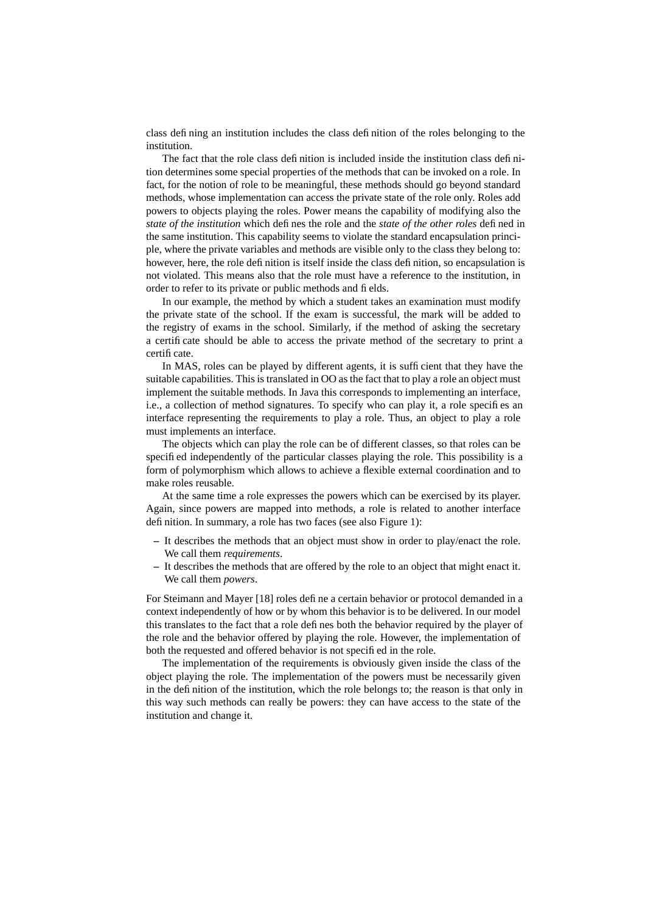class defining an institution includes the class definition of the roles belonging to the institution.

The fact that the role class definition is included inside the institution class definition determines some special properties of the methods that can be invoked on a role. In fact, for the notion of role to be meaningful, these methods should go beyond standard methods, whose implementation can access the private state of the role only. Roles add powers to objects playing the roles. Power means the capability of modifying also the *state of the institution* which defines the role and the *state of the other roles* defined in the same institution. This capability seems to violate the standard encapsulation principle, where the private variables and methods are visible only to the class they belong to: however, here, the role definition is itself inside the class definition, so encapsulation is not violated. This means also that the role must have a reference to the institution, in order to refer to its private or public methods and fields.

In our example, the method by which a student takes an examination must modify the private state of the school. If the exam is successful, the mark will be added to the registry of exams in the school. Similarly, if the method of asking the secretary a certificate should be able to access the private method of the secretary to print a certificate.

In MAS, roles can be played by different agents, it is sufficient that they have the suitable capabilities. This is translated in OO as the fact that to play a role an object must implement the suitable methods. In Java this corresponds to implementing an interface, i.e., a collection of method signatures. To specify who can play it, a role specifies an interface representing the requirements to play a role. Thus, an object to play a role must implements an interface.

The objects which can play the role can be of different classes, so that roles can be specified independently of the particular classes playing the role. This possibility is a form of polymorphism which allows to achieve a flexible external coordination and to make roles reusable.

At the same time a role expresses the powers which can be exercised by its player. Again, since powers are mapped into methods, a role is related to another interface definition. In summary, a role has two faces (see also Figure 1):

– It describes the methods that an object must show in order to play/enact the role. We call them *requirements*.
– It describes the methods that are offered by the role to an object that might enact it. We call them *powers*.

For Steimann and Mayer [18] roles define a certain behavior or protocol demanded in a context independently of how or by whom this behavior is to be delivered. In our model this translates to the fact that a role defines both the behavior required by the player of the role and the behavior offered by playing the role. However, the implementation of both the requested and offered behavior is not specified in the role.

The implementation of the requirements is obviously given inside the class of the object playing the role. The implementation of the powers must be necessarily given in the definition of the institution, which the role belongs to; the reason is that only in this way such methods can really be powers: they can have access to the state of the institution and change it.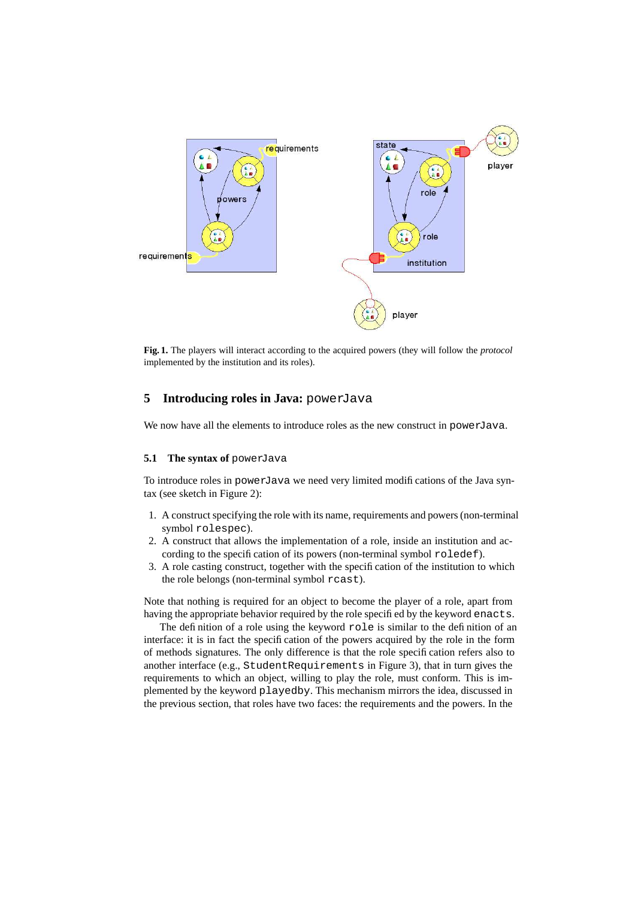**Fig. 1.** The players will interact according to the acquired powers (they will follow the *protocol* implemented by the institution and its roles).

## 5 Introducing roles in Java: powerJava

We now have all the elements to introduce roles as the new construct in powerJava.

### 5.1 The syntax of powerJava

To introduce roles in powerJava we need very limited modifications of the Java syntax (see sketch in Figure 2):

1. A construct specifying the role with its name, requirements and powers (non-terminal symbol rolespec).
2. A construct that allows the implementation of a role, inside an institution and according to the specification of its powers (non-terminal symbol roledef).
3. A role casting construct, together with the specification of the institution to which the role belongs (non-terminal symbol rcast).

Note that nothing is required for an object to become the player of a role, apart from having the appropriate behavior required by the role specified by the keyword enacts.

The definition of a role using the keyword role is similar to the definition of an interface: it is in fact the specification of the powers acquired by the role in the form of methods signatures. The only difference is that the role specification refers also to another interface (e.g., StudentRequirements in Figure 3), that in turn gives the requirements to which an object, willing to play the role, must conform. This is implemented by the keyword playedby. This mechanism mirrors the idea, discussed in the previous section, that roles have two faces: the requirements and the powers. In the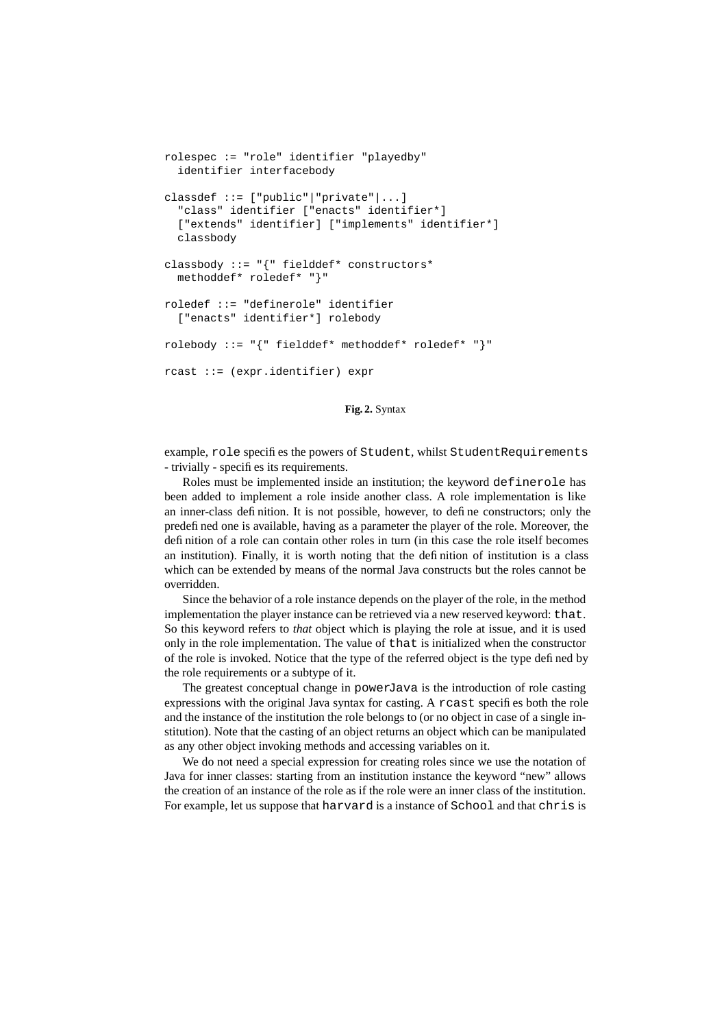```
rolespec := "role" identifier "playedby"
  identifier interfacebody

classdef ::= ["public"|"private"|...]
  "class" identifier ["enacts" identifier*]
  ["extends" identifier] ["implements" identifier*]
  classbody

classbody ::= "{" fielddef* constructors*
  methoddef* roledef* "}"

roledef ::= "definerole" identifier
  ["enacts" identifier*] rolebody

rolebody ::= "{" fielddef* methoddef* roledef* "}"

rcast ::= (expr.identifier) expr
```

**Fig. 2.** Syntax

example, `role` specifies the powers of `Student`, whilst `StudentRequirements` - trivially - specifies its requirements.

Roles must be implemented inside an institution; the keyword `definerole` has been added to implement a role inside another class. A role implementation is like an inner-class definition. It is not possible, however, to define constructors; only the predefined one is available, having as a parameter the player of the role. Moreover, the definition of a role can contain other roles in turn (in this case the role itself becomes an institution). Finally, it is worth noting that the definition of institution is a class which can be extended by means of the normal Java constructs but the roles cannot be overridden.

Since the behavior of a role instance depends on the player of the role, in the method implementation the player instance can be retrieved via a new reserved keyword: `that`. So this keyword refers to *that* object which is playing the role at issue, and it is used only in the role implementation. The value of `that` is initialized when the constructor of the role is invoked. Notice that the type of the referred object is the type defined by the role requirements or a subtype of it.

The greatest conceptual change in `powerJava` is the introduction of role casting expressions with the original Java syntax for casting. A `rcast` specifies both the role and the instance of the institution the role belongs to (or no object in case of a single institution). Note that the casting of an object returns an object which can be manipulated as any other object invoking methods and accessing variables on it.

We do not need a special expression for creating roles since we use the notation of Java for inner classes: starting from an institution instance the keyword "new" allows the creation of an instance of the role as if the role were an inner class of the institution. For example, let us suppose that `harvard` is a instance of `School` and that `chris` is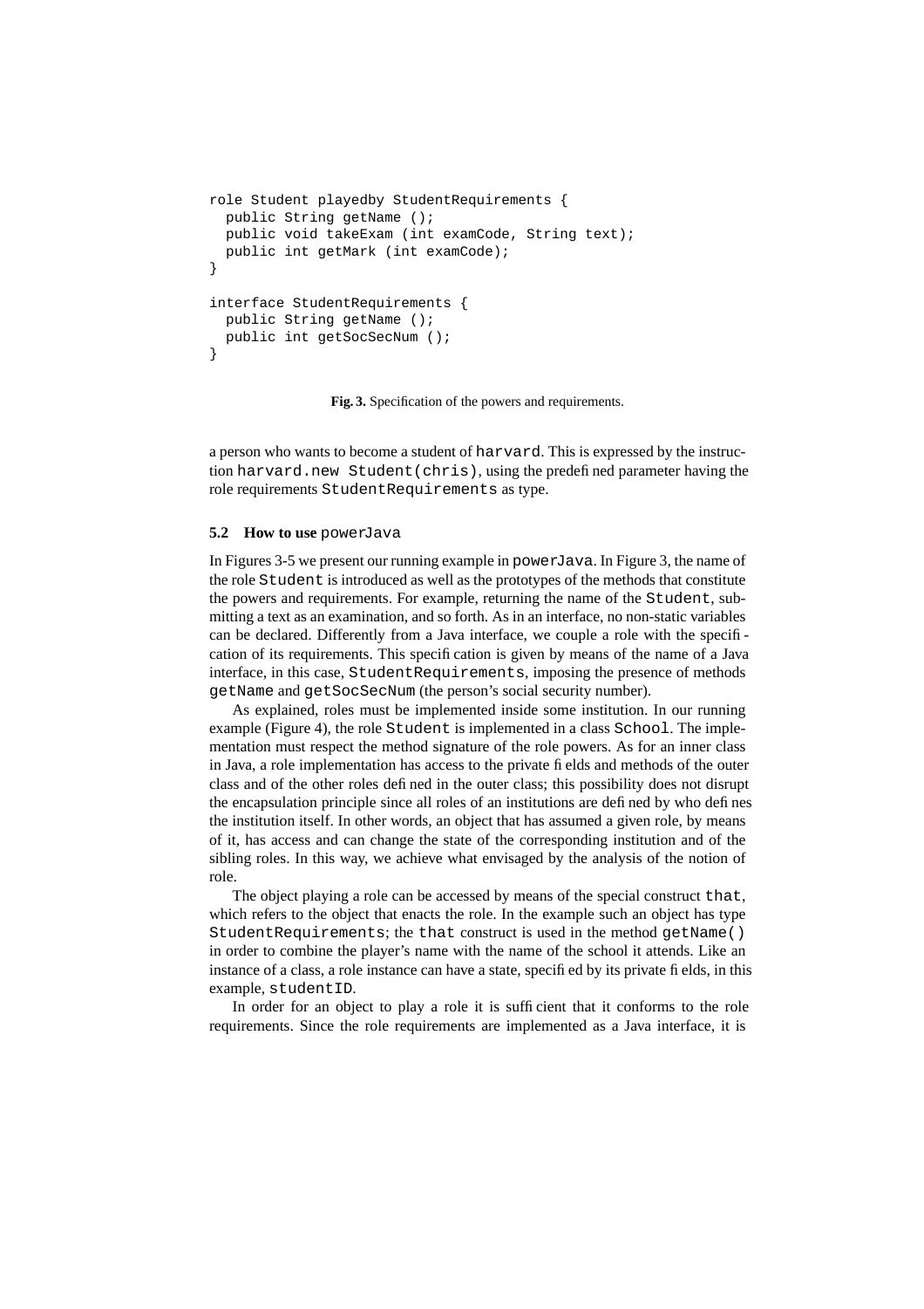```
role Student playedby StudentRequirements {
  public String getName ();
  public void takeExam (int examCode, String text);
  public int getMark (int examCode);
}

interface StudentRequirements {
  public String getName ();
  public int getSocSecNum ();
}
```

**Fig. 3.** Specification of the powers and requirements.

a person who wants to become a student of `harvard`. This is expressed by the instruction `harvard.new Student(chris)`, using the predefined parameter having the role requirements `StudentRequirements` as type.

### 5.2 How to use `powerJava`

In Figures 3-5 we present our running example in `powerJava`. In Figure 3, the name of the role `Student` is introduced as well as the prototypes of the methods that constitute the powers and requirements. For example, returning the name of the `Student`, submitting a text as an examination, and so forth. As in an interface, no non-static variables can be declared. Differently from a Java interface, we couple a role with the specification of its requirements. This specification is given by means of the name of a Java interface, in this case, `StudentRequirements`, imposing the presence of methods `getName` and `getSocSecNum` (the person's social security number).

As explained, roles must be implemented inside some institution. In our running example (Figure 4), the role `Student` is implemented in a class `School`. The implementation must respect the method signature of the role powers. As for an inner class in Java, a role implementation has access to the private fields and methods of the outer class and of the other roles defined in the outer class; this possibility does not disrupt the encapsulation principle since all roles of an institutions are defined by who defines the institution itself. In other words, an object that has assumed a given role, by means of it, has access and can change the state of the corresponding institution and of the sibling roles. In this way, we achieve what envisaged by the analysis of the notion of role.

The object playing a role can be accessed by means of the special construct `that`, which refers to the object that enacts the role. In the example such an object has type `StudentRequirements`; the `that` construct is used in the method `getName()` in order to combine the player's name with the name of the school it attends. Like an instance of a class, a role instance can have a state, specified by its private fields, in this example, `studentID`.

In order for an object to play a role it is sufficient that it conforms to the role requirements. Since the role requirements are implemented as a Java interface, it is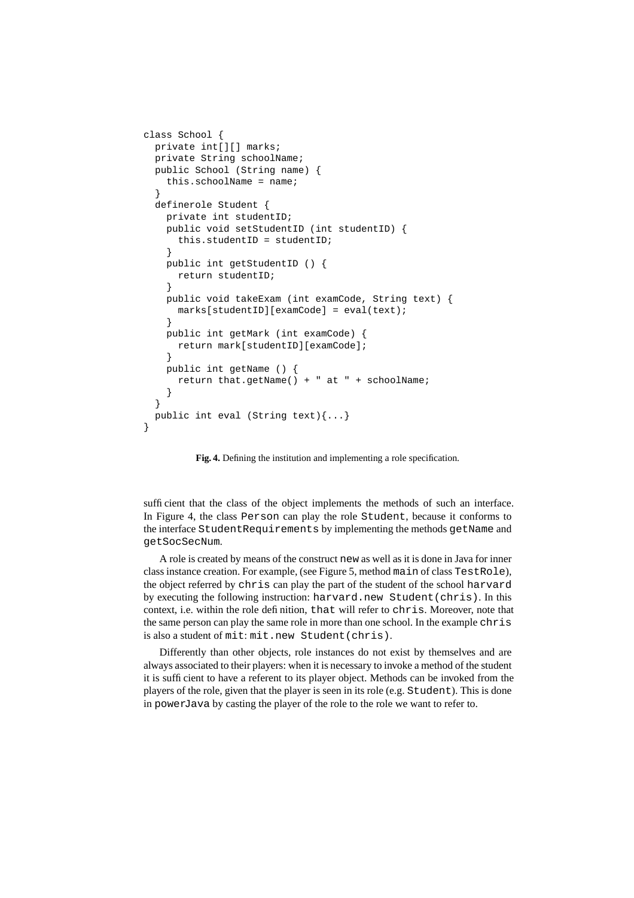```
class School {
  private int[][] marks;
  private String schoolName;
  public School (String name) {
    this.schoolName = name;
  }
  definerole Student {
    private int studentID;
    public void setStudentID (int studentID) {
      this.studentID = studentID;
    }
    public int getStudentID () {
      return studentID;
    }
    public void takeExam (int examCode, String text) {
      marks[studentID][examCode] = eval(text);
    }
    public int getMark (int examCode) {
      return mark[studentID][examCode];
    }
    public int getName () {
      return that.getName() + " at " + schoolName;
    }
  }
  public int eval (String text){...}
}
```

**Fig. 4.** Defining the institution and implementing a role specification.

sufficient that the class of the object implements the methods of such an interface. In Figure 4, the class `Person` can play the role `Student`, because it conforms to the interface `StudentRequirements` by implementing the methods `getName` and `getSocSecNum`.

A role is created by means of the construct `new` as well as it is done in Java for inner class instance creation. For example, (see Figure 5, method `main` of class `TestRole`), the object referred by `chris` can play the part of the student of the school `harvard` by executing the following instruction: `harvard.new Student(chris)`. In this context, i.e. within the role definition, `that` will refer to `chris`. Moreover, note that the same person can play the same role in more than one school. In the example `chris` is also a student of `mit`: `mit.new Student(chris)`.

Differently than other objects, role instances do not exist by themselves and are always associated to their players: when it is necessary to invoke a method of the student it is sufficient to have a referent to its player object. Methods can be invoked from the players of the role, given that the player is seen in its role (e.g. `Student`). This is done in `powerJava` by casting the player of the role to the role we want to refer to.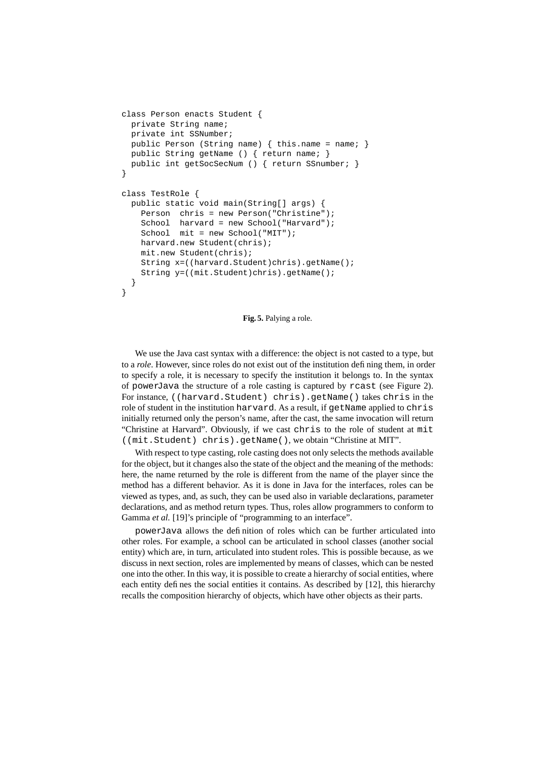```
class Person enacts Student {
  private String name;
  private int SSNumber;
  public Person (String name) { this.name = name; }
  public String getName () { return name; }
  public int getSocSecNum () { return SSnumber; }
}

class TestRole {
  public static void main(String[] args) {
    Person  chris = new Person("Christine");
    School  harvard = new School("Harvard");
    School  mit = new School("MIT");
    harvard.new Student(chris);
    mit.new Student(chris);
    String x=((harvard.Student)chris).getName();
    String y=((mit.Student)chris).getName();
  }
}
```

**Fig. 5.** Palying a role.

We use the Java cast syntax with a difference: the object is not casted to a type, but to a *role*. However, since roles do not exist out of the institution defining them, in order to specify a role, it is necessary to specify the institution it belongs to. In the syntax of `powerJava` the structure of a role casting is captured by `rcast` (see Figure 2). For instance, `((harvard.Student) chris).getName()` takes `chris` in the role of student in the institution `harvard`. As a result, if `getName` applied to `chris` initially returned only the person's name, after the cast, the same invocation will return "Christine at Harvard". Obviously, if we cast `chris` to the role of student at `mit` `((mit.Student) chris).getName()`, we obtain "Christine at MIT".

With respect to type casting, role casting does not only selects the methods available for the object, but it changes also the state of the object and the meaning of the methods: here, the name returned by the role is different from the name of the player since the method has a different behavior. As it is done in Java for the interfaces, roles can be viewed as types, and, as such, they can be used also in variable declarations, parameter declarations, and as method return types. Thus, roles allow programmers to conform to Gamma *et al.* [19]'s principle of "programming to an interface".

`powerJava` allows the definition of roles which can be further articulated into other roles. For example, a school can be articulated in school classes (another social entity) which are, in turn, articulated into student roles. This is possible because, as we discuss in next section, roles are implemented by means of classes, which can be nested one into the other. In this way, it is possible to create a hierarchy of social entities, where each entity defines the social entities it contains. As described by [12], this hierarchy recalls the composition hierarchy of objects, which have other objects as their parts.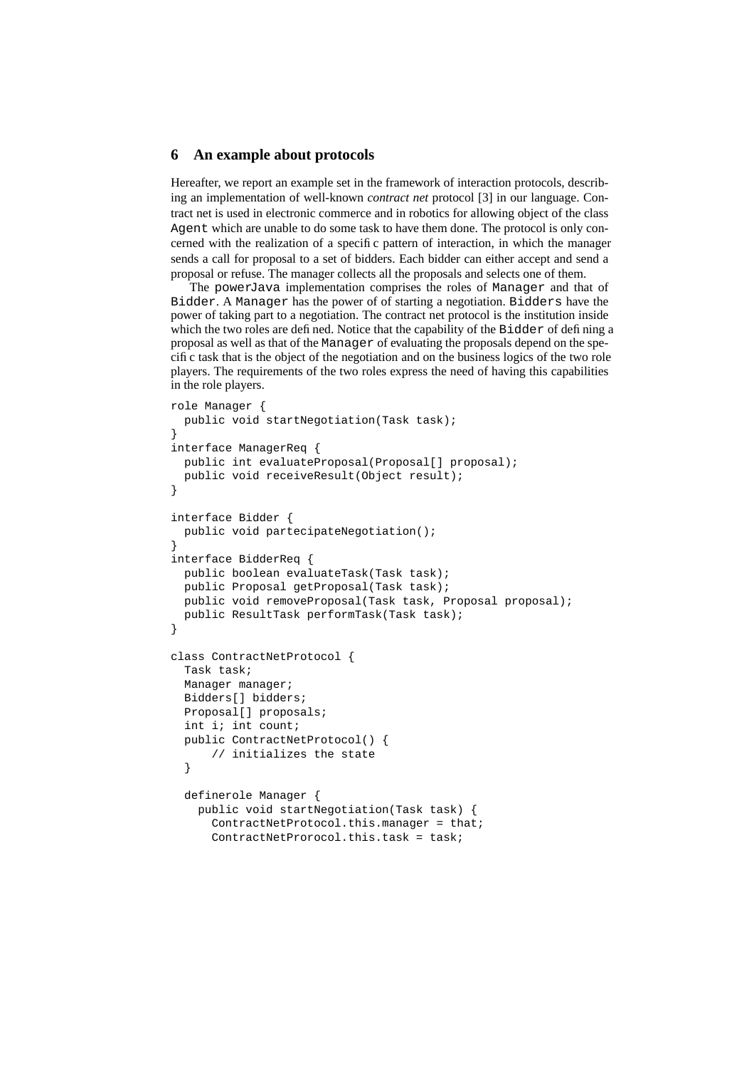## 6 An example about protocols

Hereafter, we report an example set in the framework of interaction protocols, describing an implementation of well-known *contract net* protocol [3] in our language. Contract net is used in electronic commerce and in robotics for allowing object of the class `Agent` which are unable to do some task to have them done. The protocol is only concerned with the realization of a specific pattern of interaction, in which the manager sends a call for proposal to a set of bidders. Each bidder can either accept and send a proposal or refuse. The manager collects all the proposals and selects one of them.

The `powerJava` implementation comprises the roles of `Manager` and that of `Bidder`. A `Manager` has the power of of starting a negotiation. `Bidders` have the power of taking part to a negotiation. The contract net protocol is the institution inside which the two roles are defined. Notice that the capability of the `Bidder` of defining a proposal as well as that of the `Manager` of evaluating the proposals depend on the specific task that is the object of the negotiation and on the business logics of the two role players. The requirements of the two roles express the need of having this capabilities in the role players.

```
role Manager {
  public void startNegotiation(Task task);
}
interface ManagerReq {
  public int evaluateProposal(Proposal[] proposal);
  public void receiveResult(Object result);
}

interface Bidder {
  public void partecipateNegotiation();
}
interface BidderReq {
  public boolean evaluateTask(Task task);
  public Proposal getProposal(Task task);
  public void removeProposal(Task task, Proposal proposal);
  public ResultTask performTask(Task task);
}

class ContractNetProtocol {
  Task task;
  Manager manager;
  Bidders[] bidders;
  Proposal[] proposals;
  int i; int count;
  public ContractNetProtocol() {
      // initializes the state
  }

  definerole Manager {
    public void startNegotiation(Task task) {
      ContractNetProtocol.this.manager = that;
      ContractNetProrocol.this.task = task;
```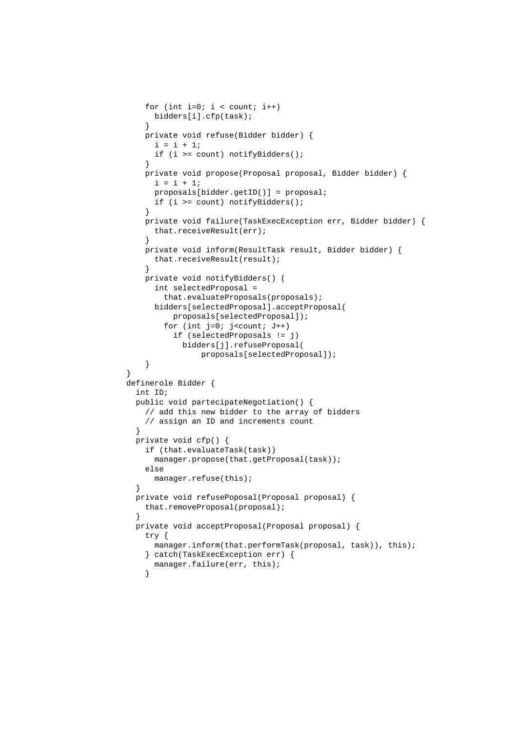```
    for (int i=0; i < count; i++)
      bidders[i].cfp(task);
    }
    private void refuse(Bidder bidder) {
      i = i + 1;
      if (i >= count) notifyBidders();
    }
    private void propose(Proposal proposal, Bidder bidder) {
      i = i + 1;
      proposals[bidder.getID()] = proposal;
      if (i >= count) notifyBidders();
    }
    private void failure(TaskExecException err, Bidder bidder) {
      that.receiveResult(err);
    }
    private void inform(ResultTask result, Bidder bidder) {
      that.receiveResult(result);
    }
    private void notifyBidders() (
      int selectedProposal =
        that.evaluateProposals(proposals);
      bidders[selectedProposal].acceptProposal(
          proposals[selectedProposal]);
        for (int j=0; j<count; J++)
          if (selectedProposals != j)
            bidders[j].refuseProposal(
                proposals[selectedProposal]);
    }
}
definerole Bidder {
  int ID;
  public void partecipateNegotiation() {
    // add this new bidder to the array of bidders
    // assign an ID and increments count
  }
  private void cfp() {
    if (that.evaluateTask(task))
      manager.propose(that.getProposal(task));
    else
      manager.refuse(this);
  }
  private void refusePoposal(Proposal proposal) {
    that.removeProposal(proposal);
  }
  private void acceptProposal(Proposal proposal) {
    try {
      manager.inform(that.performTask(proposal, task)), this);
    } catch(TaskExecException err) {
      manager.failure(err, this);
    }
```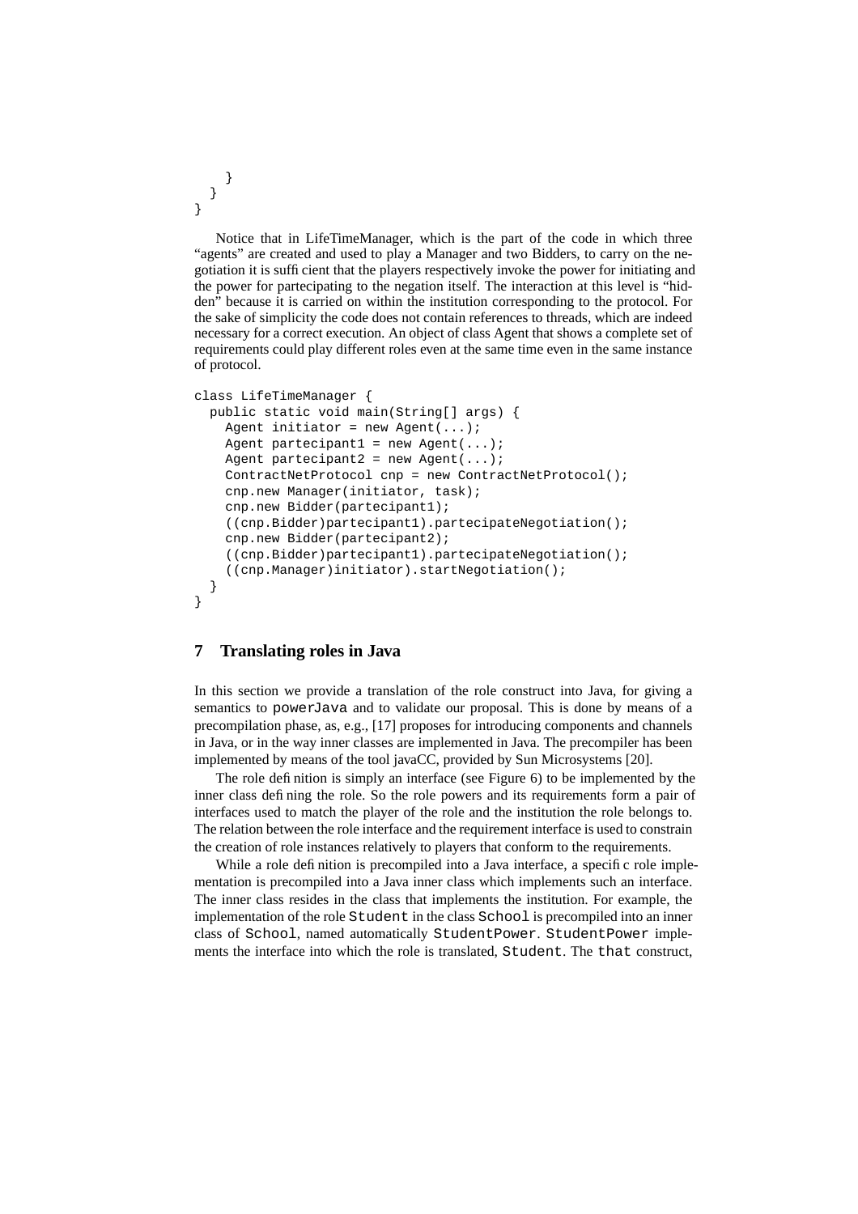```
    }
  }
}
```

Notice that in LifeTimeManager, which is the part of the code in which three "agents" are created and used to play a Manager and two Bidders, to carry on the negotiation it is sufficient that the players respectively invoke the power for initiating and the power for partecipating to the negation itself. The interaction at this level is "hidden" because it is carried on within the institution corresponding to the protocol. For the sake of simplicity the code does not contain references to threads, which are indeed necessary for a correct execution. An object of class Agent that shows a complete set of requirements could play different roles even at the same time even in the same instance of protocol.

```
class LifeTimeManager {
  public static void main(String[] args) {
    Agent initiator = new Agent(...);
    Agent partecipant1 = new Agent(...);
    Agent partecipant2 = new Agent(...);
    ContractNetProtocol cnp = new ContractNetProtocol();
    cnp.new Manager(initiator, task);
    cnp.new Bidder(partecipant1);
    ((cnp.Bidder)partecipant1).partecipateNegotiation();
    cnp.new Bidder(partecipant2);
    ((cnp.Bidder)partecipant1).partecipateNegotiation();
    ((cnp.Manager)initiator).startNegotiation();
  }
}
```

## 7 Translating roles in Java

In this section we provide a translation of the role construct into Java, for giving a semantics to `powerJava` and to validate our proposal. This is done by means of a precompilation phase, as, e.g., [17] proposes for introducing components and channels in Java, or in the way inner classes are implemented in Java. The precompiler has been implemented by means of the tool javaCC, provided by Sun Microsystems [20].

The role definition is simply an interface (see Figure 6) to be implemented by the inner class defining the role. So the role powers and its requirements form a pair of interfaces used to match the player of the role and the institution the role belongs to. The relation between the role interface and the requirement interface is used to constrain the creation of role instances relatively to players that conform to the requirements.

While a role definition is precompiled into a Java interface, a specific role implementation is precompiled into a Java inner class which implements such an interface. The inner class resides in the class that implements the institution. For example, the implementation of the role `Student` in the class `School` is precompiled into an inner class of `School`, named automatically `StudentPower`. `StudentPower` implements the interface into which the role is translated, `Student`. The `that` construct,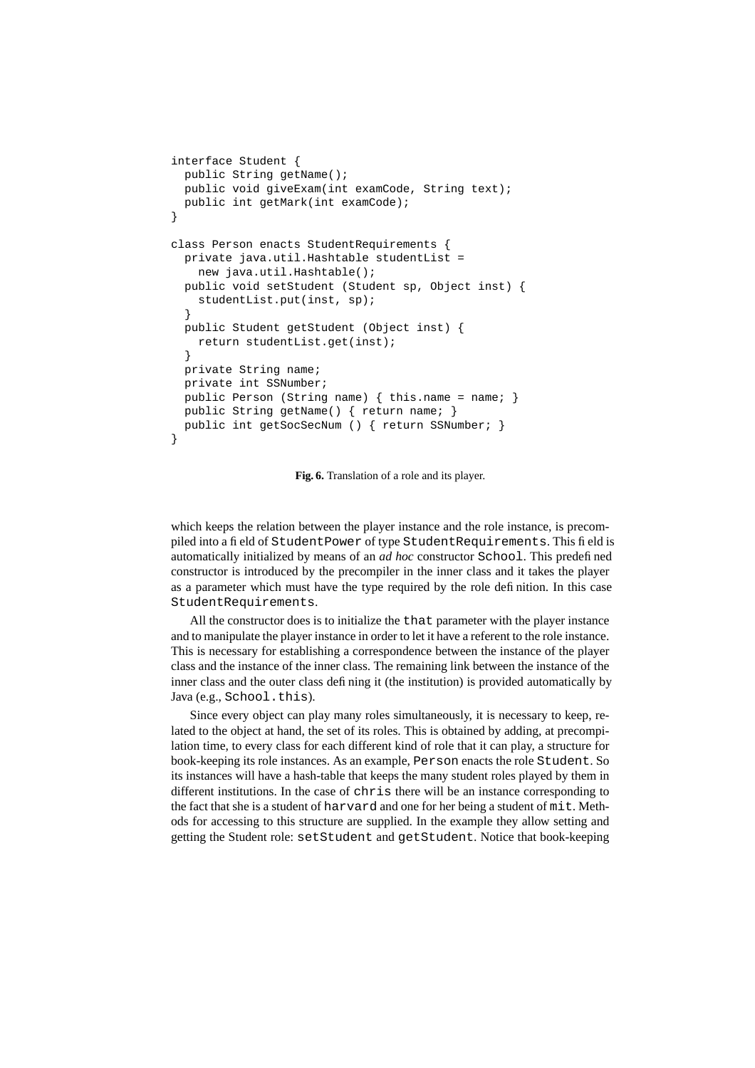```
interface Student {
  public String getName();
  public void giveExam(int examCode, String text);
  public int getMark(int examCode);
}

class Person enacts StudentRequirements {
  private java.util.Hashtable studentList =
    new java.util.Hashtable();
  public void setStudent (Student sp, Object inst) {
    studentList.put(inst, sp);
  }
  public Student getStudent (Object inst) {
    return studentList.get(inst);
  }
  private String name;
  private int SSNumber;
  public Person (String name) { this.name = name; }
  public String getName() { return name; }
  public int getSocSecNum () { return SSNumber; }
}
```

**Fig. 6.** Translation of a role and its player.

which keeps the relation between the player instance and the role instance, is precompiled into a field of `StudentPower` of type `StudentRequirements`. This field is automatically initialized by means of an *ad hoc* constructor `School`. This predefined constructor is introduced by the precompiler in the inner class and it takes the player as a parameter which must have the type required by the role definition. In this case `StudentRequirements`.

All the constructor does is to initialize the `that` parameter with the player instance and to manipulate the player instance in order to let it have a referent to the role instance. This is necessary for establishing a correspondence between the instance of the player class and the instance of the inner class. The remaining link between the instance of the inner class and the outer class defining it (the institution) is provided automatically by Java (e.g., `School.this`).

Since every object can play many roles simultaneously, it is necessary to keep, related to the object at hand, the set of its roles. This is obtained by adding, at precompilation time, to every class for each different kind of role that it can play, a structure for book-keeping its role instances. As an example, `Person` enacts the role `Student`. So its instances will have a hash-table that keeps the many student roles played by them in different institutions. In the case of `chris` there will be an instance corresponding to the fact that she is a student of `harvard` and one for her being a student of `mit`. Methods for accessing to this structure are supplied. In the example they allow setting and getting the Student role: `setStudent` and `getStudent`. Notice that book-keeping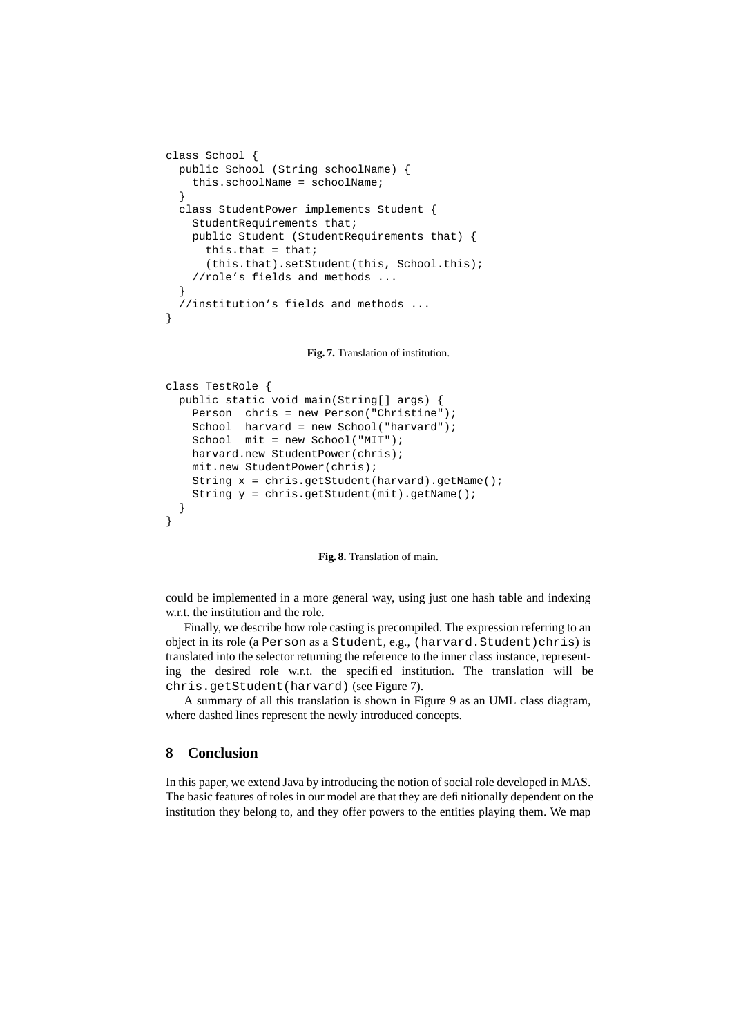```
class School {
  public School (String schoolName) {
    this.schoolName = schoolName;
  }
  class StudentPower implements Student {
    StudentRequirements that;
    public Student (StudentRequirements that) {
      this.that = that;
      (this.that).setStudent(this, School.this);
    //role's fields and methods ...
  }
  //institution's fields and methods ...
}
```

**Fig. 7.** Translation of institution.

```
class TestRole {
  public static void main(String[] args) {
    Person  chris = new Person("Christine");
    School  harvard = new School("harvard");
    School  mit = new School("MIT");
    harvard.new StudentPower(chris);
    mit.new StudentPower(chris);
    String x = chris.getStudent(harvard).getName();
    String y = chris.getStudent(mit).getName();
  }
}
```

**Fig. 8.** Translation of main.

could be implemented in a more general way, using just one hash table and indexing w.r.t. the institution and the role.

Finally, we describe how role casting is precompiled. The expression referring to an object in its role (a `Person` as a `Student`, e.g., `(harvard.Student)chris`) is translated into the selector returning the reference to the inner class instance, representing the desired role w.r.t. the specified institution. The translation will be `chris.getStudent(harvard)` (see Figure 7).

A summary of all this translation is shown in Figure 9 as an UML class diagram, where dashed lines represent the newly introduced concepts.

## 8 Conclusion

In this paper, we extend Java by introducing the notion of social role developed in MAS. The basic features of roles in our model are that they are definitionally dependent on the institution they belong to, and they offer powers to the entities playing them. We map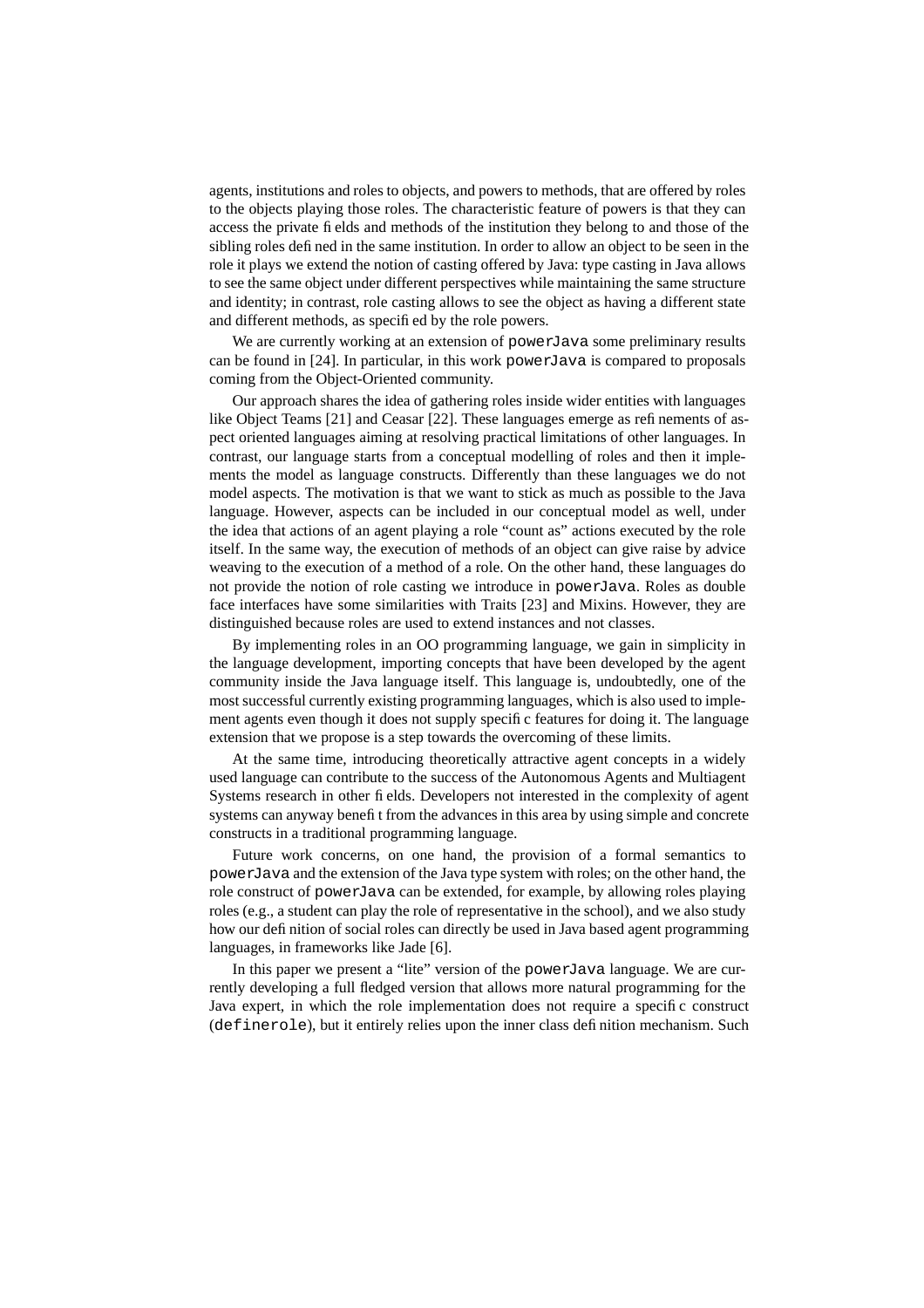agents, institutions and roles to objects, and powers to methods, that are offered by roles to the objects playing those roles. The characteristic feature of powers is that they can access the private fields and methods of the institution they belong to and those of the sibling roles defined in the same institution. In order to allow an object to be seen in the role it plays we extend the notion of casting offered by Java: type casting in Java allows to see the same object under different perspectives while maintaining the same structure and identity; in contrast, role casting allows to see the object as having a different state and different methods, as specified by the role powers.

We are currently working at an extension of `powerJava` some preliminary results can be found in [24]. In particular, in this work `powerJava` is compared to proposals coming from the Object-Oriented community.

Our approach shares the idea of gathering roles inside wider entities with languages like Object Teams [21] and Ceasar [22]. These languages emerge as refinements of aspect oriented languages aiming at resolving practical limitations of other languages. In contrast, our language starts from a conceptual modelling of roles and then it implements the model as language constructs. Differently than these languages we do not model aspects. The motivation is that we want to stick as much as possible to the Java language. However, aspects can be included in our conceptual model as well, under the idea that actions of an agent playing a role "count as" actions executed by the role itself. In the same way, the execution of methods of an object can give raise by advice weaving to the execution of a method of a role. On the other hand, these languages do not provide the notion of role casting we introduce in `powerJava`. Roles as double face interfaces have some similarities with Traits [23] and Mixins. However, they are distinguished because roles are used to extend instances and not classes.

By implementing roles in an OO programming language, we gain in simplicity in the language development, importing concepts that have been developed by the agent community inside the Java language itself. This language is, undoubtedly, one of the most successful currently existing programming languages, which is also used to implement agents even though it does not supply specific features for doing it. The language extension that we propose is a step towards the overcoming of these limits.

At the same time, introducing theoretically attractive agent concepts in a widely used language can contribute to the success of the Autonomous Agents and Multiagent Systems research in other fields. Developers not interested in the complexity of agent systems can anyway benefit from the advances in this area by using simple and concrete constructs in a traditional programming language.

Future work concerns, on one hand, the provision of a formal semantics to `powerJava` and the extension of the Java type system with roles; on the other hand, the role construct of `powerJava` can be extended, for example, by allowing roles playing roles (e.g., a student can play the role of representative in the school), and we also study how our definition of social roles can directly be used in Java based agent programming languages, in frameworks like Jade [6].

In this paper we present a "lite" version of the `powerJava` language. We are currently developing a full fledged version that allows more natural programming for the Java expert, in which the role implementation does not require a specific construct (`definerole`), but it entirely relies upon the inner class definition mechanism. Such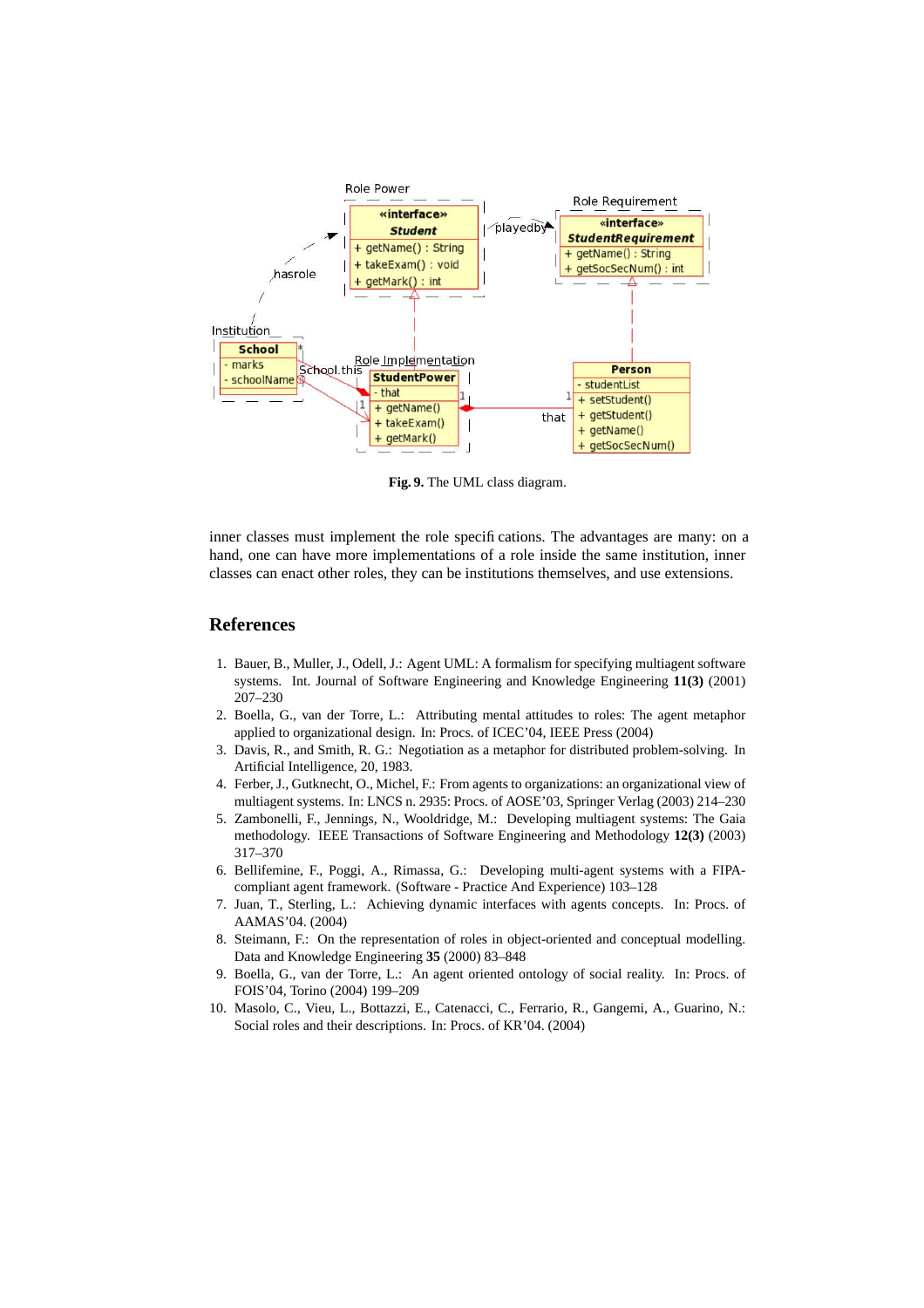**Fig. 9.** The UML class diagram.

inner classes must implement the role specifications. The advantages are many: on a hand, one can have more implementations of a role inside the same institution, inner classes can enact other roles, they can be institutions themselves, and use extensions.

## References

1. Bauer, B., Muller, J., Odell, J.: Agent UML: A formalism for specifying multiagent software systems. Int. Journal of Software Engineering and Knowledge Engineering **11(3)** (2001) 207–230
2. Boella, G., van der Torre, L.: Attributing mental attitudes to roles: The agent metaphor applied to organizational design. In: Procs. of ICEC'04, IEEE Press (2004)
3. Davis, R., and Smith, R. G.: Negotiation as a metaphor for distributed problem-solving. In Artificial Intelligence, 20, 1983.
4. Ferber, J., Gutknecht, O., Michel, F.: From agents to organizations: an organizational view of multiagent systems. In: LNCS n. 2935: Procs. of AOSE'03, Springer Verlag (2003) 214–230
5. Zambonelli, F., Jennings, N., Wooldridge, M.: Developing multiagent systems: The Gaia methodology. IEEE Transactions of Software Engineering and Methodology **12(3)** (2003) 317–370
6. Bellifemine, F., Poggi, A., Rimassa, G.: Developing multi-agent systems with a FIPA-compliant agent framework. (Software - Practice And Experience) 103–128
7. Juan, T., Sterling, L.: Achieving dynamic interfaces with agents concepts. In: Procs. of AAMAS'04. (2004)
8. Steimann, F.: On the representation of roles in object-oriented and conceptual modelling. Data and Knowledge Engineering **35** (2000) 83–848
9. Boella, G., van der Torre, L.: An agent oriented ontology of social reality. In: Procs. of FOIS'04, Torino (2004) 199–209
10. Masolo, C., Vieu, L., Bottazzi, E., Catenacci, C., Ferrario, R., Gangemi, A., Guarino, N.: Social roles and their descriptions. In: Procs. of KR'04. (2004)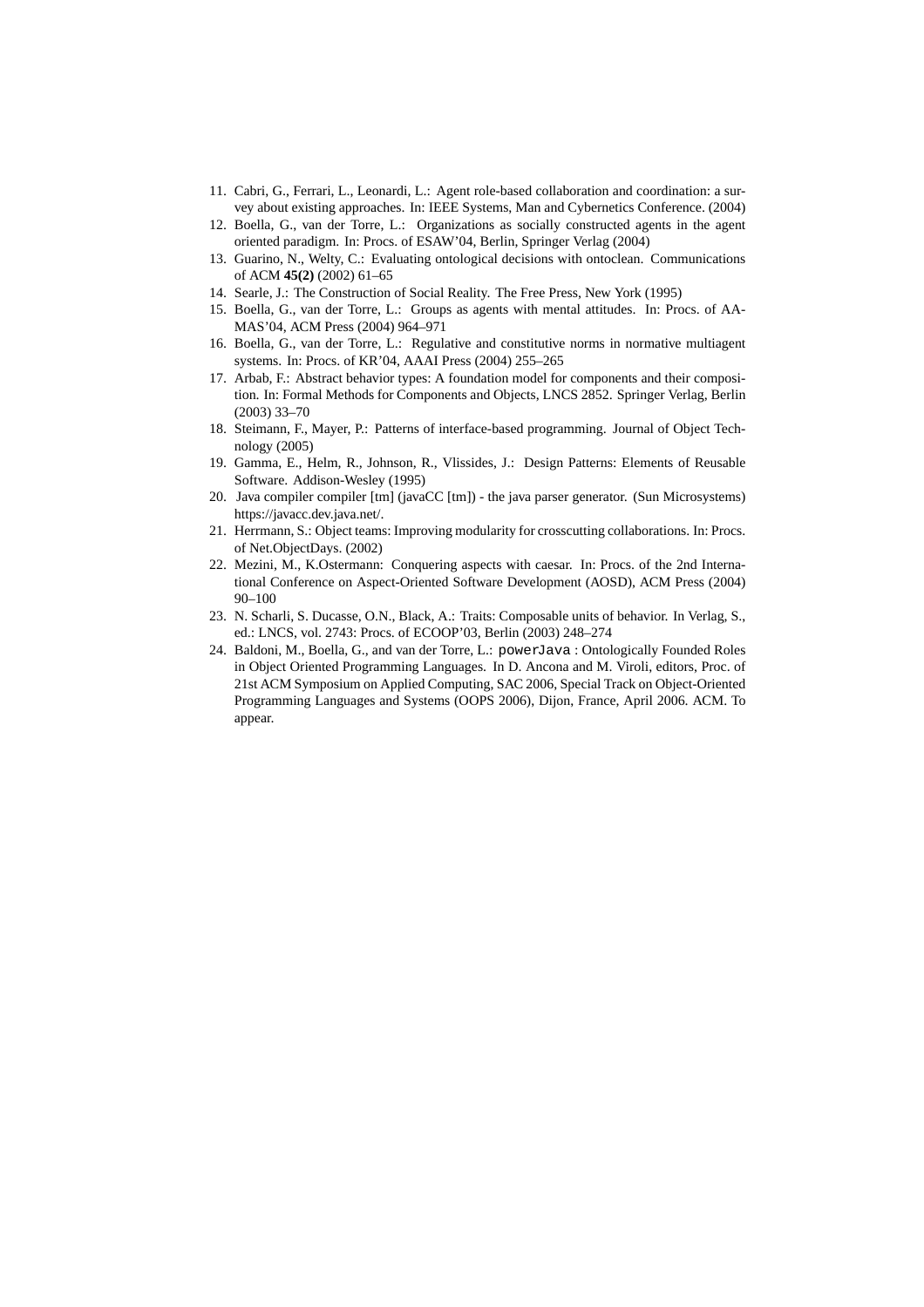11. Cabri, G., Ferrari, L., Leonardi, L.: Agent role-based collaboration and coordination: a survey about existing approaches. In: IEEE Systems, Man and Cybernetics Conference. (2004)
12. Boella, G., van der Torre, L.: Organizations as socially constructed agents in the agent oriented paradigm. In: Procs. of ESAW'04, Berlin, Springer Verlag (2004)
13. Guarino, N., Welty, C.: Evaluating ontological decisions with ontoclean. Communications of ACM **45(2)** (2002) 61–65
14. Searle, J.: The Construction of Social Reality. The Free Press, New York (1995)
15. Boella, G., van der Torre, L.: Groups as agents with mental attitudes. In: Procs. of AAMAS'04, ACM Press (2004) 964–971
16. Boella, G., van der Torre, L.: Regulative and constitutive norms in normative multiagent systems. In: Procs. of KR'04, AAAI Press (2004) 255–265
17. Arbab, F.: Abstract behavior types: A foundation model for components and their composition. In: Formal Methods for Components and Objects, LNCS 2852. Springer Verlag, Berlin (2003) 33–70
18. Steimann, F., Mayer, P.: Patterns of interface-based programming. Journal of Object Technology (2005)
19. Gamma, E., Helm, R., Johnson, R., Vlissides, J.: Design Patterns: Elements of Reusable Software. Addison-Wesley (1995)
20. Java compiler compiler [tm] (javaCC [tm]) - the java parser generator. (Sun Microsystems) https://javacc.dev.java.net/.
21. Herrmann, S.: Object teams: Improving modularity for crosscutting collaborations. In: Procs. of Net.ObjectDays. (2002)
22. Mezini, M., K.Ostermann: Conquering aspects with caesar. In: Procs. of the 2nd International Conference on Aspect-Oriented Software Development (AOSD), ACM Press (2004) 90–100
23. N. Scharli, S. Ducasse, O.N., Black, A.: Traits: Composable units of behavior. In Verlag, S., ed.: LNCS, vol. 2743: Procs. of ECOOP'03, Berlin (2003) 248–274
24. Baldoni, M., Boella, G., and van der Torre, L.: `powerJava` : Ontologically Founded Roles in Object Oriented Programming Languages. In D. Ancona and M. Viroli, editors, Proc. of 21st ACM Symposium on Applied Computing, SAC 2006, Special Track on Object-Oriented Programming Languages and Systems (OOPS 2006), Dijon, France, April 2006. ACM. To appear.